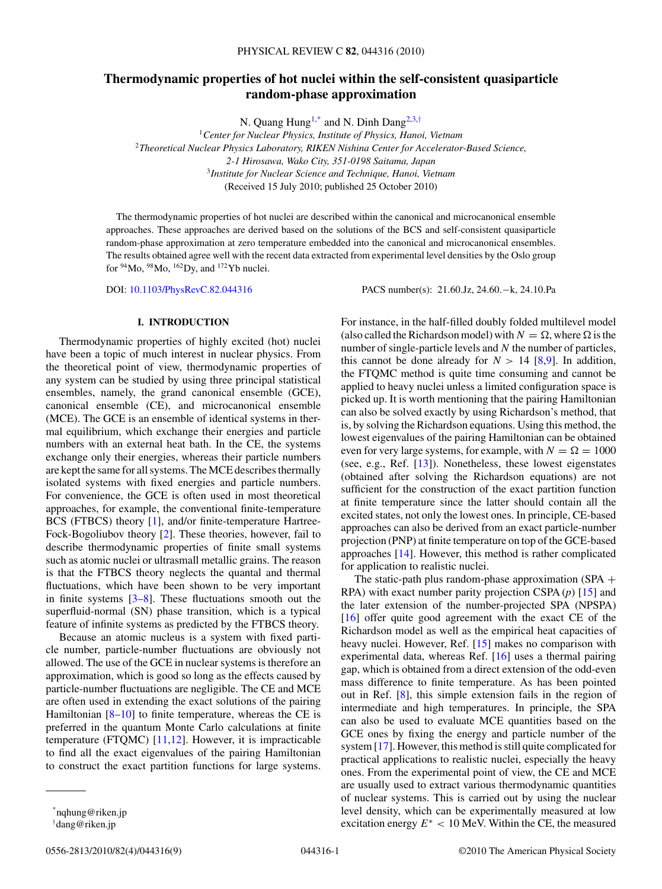# Thermodynamic properties of hot nuclei within the self-consistent quasiparticle random-phase approximation

N. Quang Hung[1,*] and N. Dinh Dang[2,3,†]

[1]*Center for Nuclear Physics, Institute of Physics, Hanoi, Vietnam*
[2]*Theoretical Nuclear Physics Laboratory, RIKEN Nishina Center for Accelerator-Based Science, 2-1 Hirosawa, Wako City, 351-0198 Saitama, Japan*
[3]*Institute for Nuclear Science and Technique, Hanoi, Vietnam*

(Received 15 July 2010; published 25 October 2010)

The thermodynamic properties of hot nuclei are described within the canonical and microcanonical ensemble approaches. These approaches are derived based on the solutions of the BCS and self-consistent quasiparticle random-phase approximation at zero temperature embedded into the canonical and microcanonical ensembles. The results obtained agree well with the recent data extracted from experimental level densities by the Oslo group for $^{94}$Mo, $^{98}$Mo, $^{162}$Dy, and $^{172}$Yb nuclei.

DOI: 10.1103/PhysRevC.82.044316

PACS number(s): 21.60.Jz, 24.60.−k, 24.10.Pa

## I. INTRODUCTION

Thermodynamic properties of highly excited (hot) nuclei have been a topic of much interest in nuclear physics. From the theoretical point of view, thermodynamic properties of any system can be studied by using three principal statistical ensembles, namely, the grand canonical ensemble (GCE), canonical ensemble (CE), and microcanonical ensemble (MCE). The GCE is an ensemble of identical systems in thermal equilibrium, which exchange their energies and particle numbers with an external heat bath. In the CE, the systems exchange only their energies, whereas their particle numbers are kept the same for all systems. The MCE describes thermally isolated systems with fixed energies and particle numbers. For convenience, the GCE is often used in most theoretical approaches, for example, the conventional finite-temperature BCS (FTBCS) theory [1], and/or finite-temperature Hartree-Fock-Bogoliubov theory [2]. These theories, however, fail to describe thermodynamic properties of finite small systems such as atomic nuclei or ultrasmall metallic grains. The reason is that the FTBCS theory neglects the quantal and thermal fluctuations, which have been shown to be very important in finite systems [3–8]. These fluctuations smooth out the superfluid-normal (SN) phase transition, which is a typical feature of infinite systems as predicted by the FTBCS theory.

Because an atomic nucleus is a system with fixed particle number, particle-number fluctuations are obviously not allowed. The use of the GCE in nuclear systems is therefore an approximation, which is good so long as the effects caused by particle-number fluctuations are negligible. The CE and MCE are often used in extending the exact solutions of the pairing Hamiltonian [8–10] to finite temperature, whereas the CE is preferred in the quantum Monte Carlo calculations at finite temperature (FTQMC) [11,12]. However, it is impracticable to find all the exact eigenvalues of the pairing Hamiltonian to construct the exact partition functions for large systems. For instance, in the half-filled doubly folded multilevel model (also called the Richardson model) with $N = \Omega$, where $\Omega$ is the number of single-particle levels and $N$ the number of particles, this cannot be done already for $N > 14$ [8,9]. In addition, the FTQMC method is quite time consuming and cannot be applied to heavy nuclei unless a limited configuration space is picked up. It is worth mentioning that the pairing Hamiltonian can also be solved exactly by using Richardson's method, that is, by solving the Richardson equations. Using this method, the lowest eigenvalues of the pairing Hamiltonian can be obtained even for very large systems, for example, with $N = \Omega = 1000$ (see, e.g., Ref. [13]). Nonetheless, these lowest eigenstates (obtained after solving the Richardson equations) are not sufficient for the construction of the exact partition function at finite temperature since the latter should contain all the excited states, not only the lowest ones. In principle, CE-based approaches can also be derived from an exact particle-number projection (PNP) at finite temperature on top of the GCE-based approaches [14]. However, this method is rather complicated for application to realistic nuclei.

The static-path plus random-phase approximation (SPA + RPA) with exact number parity projection CSPA ($p$) [15] and the later extension of the number-projected SPA (NPSPA) [16] offer quite good agreement with the exact CE of the Richardson model as well as the empirical heat capacities of heavy nuclei. However, Ref. [15] makes no comparison with experimental data, whereas Ref. [16] uses a thermal pairing gap, which is obtained from a direct extension of the odd-even mass difference to finite temperature. As has been pointed out in Ref. [8], this simple extension fails in the region of intermediate and high temperatures. In principle, the SPA can also be used to evaluate MCE quantities based on the GCE ones by fixing the energy and particle number of the system [17]. However, this method is still quite complicated for practical applications to realistic nuclei, especially the heavy ones. From the experimental point of view, the CE and MCE are usually used to extract various thermodynamic quantities of nuclear systems. This is carried out by using the nuclear level density, which can be experimentally measured at low excitation energy $E^* < 10$ MeV. Within the CE, the measured

*nqhung@riken.jp
†dang@riken.jp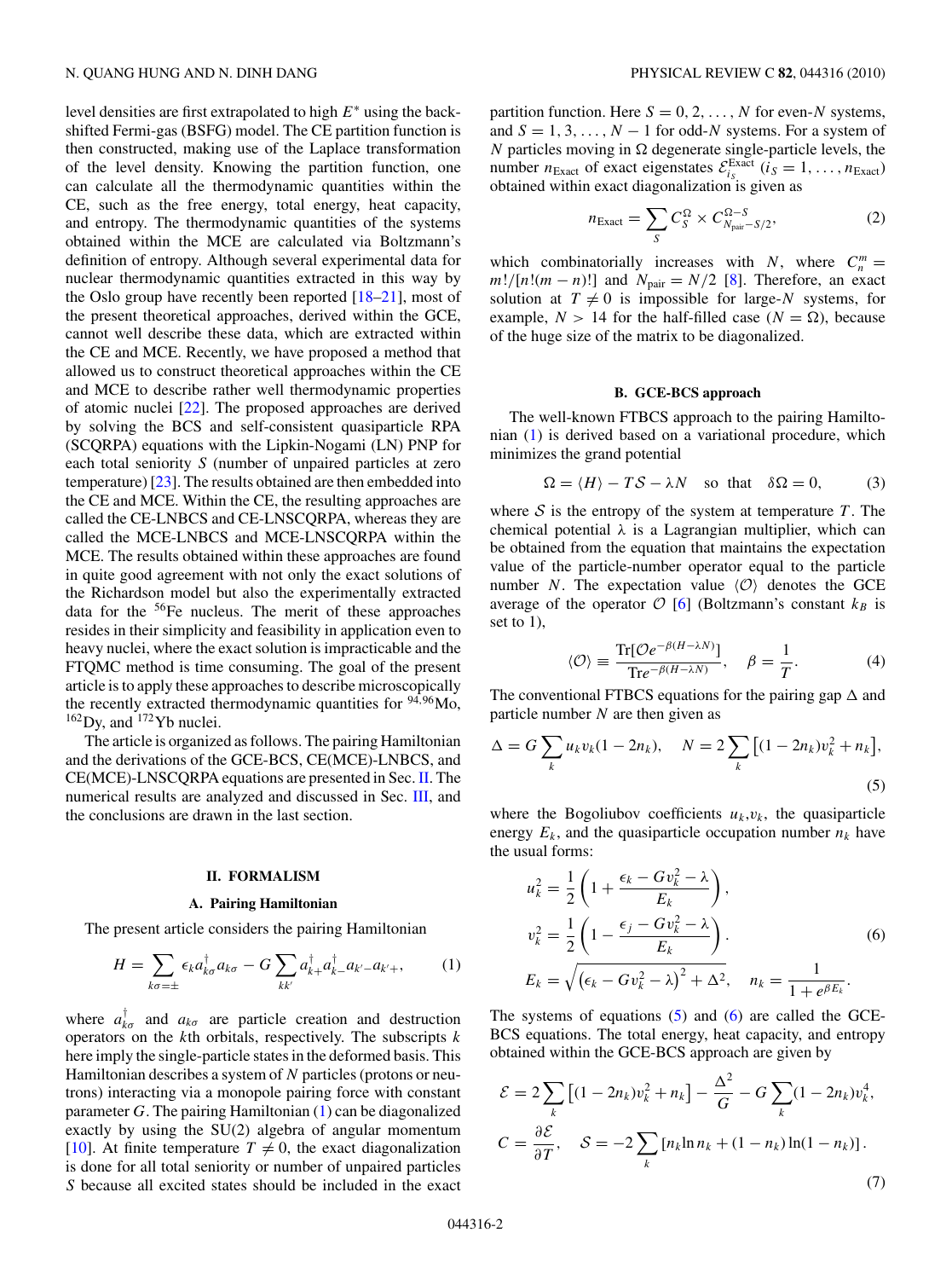level densities are first extrapolated to high $E^*$ using the back-shifted Fermi-gas (BSFG) model. The CE partition function is then constructed, making use of the Laplace transformation of the level density. Knowing the partition function, one can calculate all the thermodynamic quantities within the CE, such as the free energy, total energy, heat capacity, and entropy. The thermodynamic quantities of the systems obtained within the MCE are calculated via Boltzmann's definition of entropy. Although several experimental data for nuclear thermodynamic quantities extracted in this way by the Oslo group have recently been reported [18–21], most of the present theoretical approaches, derived within the GCE, cannot well describe these data, which are extracted within the CE and MCE. Recently, we have proposed a method that allowed us to construct theoretical approaches within the CE and MCE to describe rather well thermodynamic properties of atomic nuclei [22]. The proposed approaches are derived by solving the BCS and self-consistent quasiparticle RPA (SCQRPA) equations with the Lipkin-Nogami (LN) PNP for each total seniority $S$ (number of unpaired particles at zero temperature) [23]. The results obtained are then embedded into the CE and MCE. Within the CE, the resulting approaches are called the CE-LNBCS and CE-LNSCQRPA, whereas they are called the MCE-LNBCS and MCE-LNSCQRPA within the MCE. The results obtained within these approaches are found in quite good agreement with not only the exact solutions of the Richardson model but also the experimentally extracted data for the $^{56}$Fe nucleus. The merit of these approaches resides in their simplicity and feasibility in application even to heavy nuclei, where the exact solution is impracticable and the FTQMC method is time consuming. The goal of the present article is to apply these approaches to describe microscopically the recently extracted thermodynamic quantities for $^{94,96}$Mo, $^{162}$Dy, and $^{172}$Yb nuclei.

The article is organized as follows. The pairing Hamiltonian and the derivations of the GCE-BCS, CE(MCE)-LNBCS, and CE(MCE)-LNSCQRPA equations are presented in Sec. II. The numerical results are analyzed and discussed in Sec. III, and the conclusions are drawn in the last section.

## II. FORMALISM

### A. Pairing Hamiltonian

The present article considers the pairing Hamiltonian

$$H = \sum_{k\sigma=\pm} \epsilon_k a^\dagger_{k\sigma} a_{k\sigma} - G \sum_{kk'} a^\dagger_{k+} a^\dagger_{k-} a_{k'-} a_{k'+}, \tag{1}$$

where $a^\dagger_{k\sigma}$ and $a_{k\sigma}$ are particle creation and destruction operators on the $k$th orbitals, respectively. The subscripts $k$ here imply the single-particle states in the deformed basis. This Hamiltonian describes a system of $N$ particles (protons or neutrons) interacting via a monopole pairing force with constant parameter $G$. The pairing Hamiltonian (1) can be diagonalized exactly by using the SU(2) algebra of angular momentum [10]. At finite temperature $T \neq 0$, the exact diagonalization is done for all total seniority or number of unpaired particles $S$ because all excited states should be included in the exact partition function. Here $S = 0, 2, \ldots, N$ for even-$N$ systems, and $S = 1, 3, \ldots, N-1$ for odd-$N$ systems. For a system of $N$ particles moving in $\Omega$ degenerate single-particle levels, the number $n_{\rm Exact}$ of exact eigenstates $\mathcal{E}^{\rm Exact}_{i_S}$ ($i_S = 1, \ldots, n_{\rm Exact}$) obtained within exact diagonalization is given as

$$n_{\rm Exact} = \sum_S C^\Omega_S \times C^{\Omega - S}_{N_{\rm pair} - S/2}, \tag{2}$$

which combinatorially increases with $N$, where $C^m_n = m!/[n!(m-n)!]$ and $N_{\rm pair} = N/2$ [8]. Therefore, an exact solution at $T \neq 0$ is impossible for large-$N$ systems, for example, $N > 14$ for the half-filled case ($N = \Omega$), because of the huge size of the matrix to be diagonalized.

### B. GCE-BCS approach

The well-known FTBCS approach to the pairing Hamiltonian (1) is derived based on a variational procedure, which minimizes the grand potential

$$\Omega = \langle H \rangle - T\mathcal{S} - \lambda N \quad \text{so that} \quad \delta\Omega = 0, \tag{3}$$

where $\mathcal{S}$ is the entropy of the system at temperature $T$. The chemical potential $\lambda$ is a Lagrangian multiplier, which can be obtained from the equation that maintains the expectation value of the particle-number operator equal to the particle number $N$. The expectation value $\langle \mathcal{O} \rangle$ denotes the GCE average of the operator $\mathcal{O}$ [6] (Boltzmann's constant $k_B$ is set to 1),

$$\langle \mathcal{O} \rangle \equiv \frac{{\rm Tr}[\mathcal{O} e^{-\beta(H-\lambda N)}]}{{\rm Tr} e^{-\beta(H-\lambda N)}}, \quad \beta = \frac{1}{T}. \tag{4}$$

The conventional FTBCS equations for the pairing gap $\Delta$ and particle number $N$ are then given as

$$\Delta = G \sum_k u_k v_k (1 - 2n_k), \quad N = 2 \sum_k \left[(1 - 2n_k) v_k^2 + n_k\right], \tag{5}$$

where the Bogoliubov coefficients $u_k, v_k$, the quasiparticle energy $E_k$, and the quasiparticle occupation number $n_k$ have the usual forms:

$$u_k^2 = \frac{1}{2}\left(1 + \frac{\epsilon_k - G v_k^2 - \lambda}{E_k}\right),$$
$$v_k^2 = \frac{1}{2}\left(1 - \frac{\epsilon_j - G v_k^2 - \lambda}{E_k}\right), \tag{6}$$
$$E_k = \sqrt{\left(\epsilon_k - G v_k^2 - \lambda\right)^2 + \Delta^2}, \quad n_k = \frac{1}{1 + e^{\beta E_k}}.$$

The systems of equations (5) and (6) are called the GCE-BCS equations. The total energy, heat capacity, and entropy obtained within the GCE-BCS approach are given by

$$\mathcal{E} = 2 \sum_k \left[(1 - 2n_k) v_k^2 + n_k\right] - \frac{\Delta^2}{G} - G \sum_k (1 - 2n_k) v_k^4,$$
$$C = \frac{\partial \mathcal{E}}{\partial T}, \quad \mathcal{S} = -2 \sum_k \left[n_k \ln n_k + (1 - n_k)\ln(1 - n_k)\right]. \tag{7}$$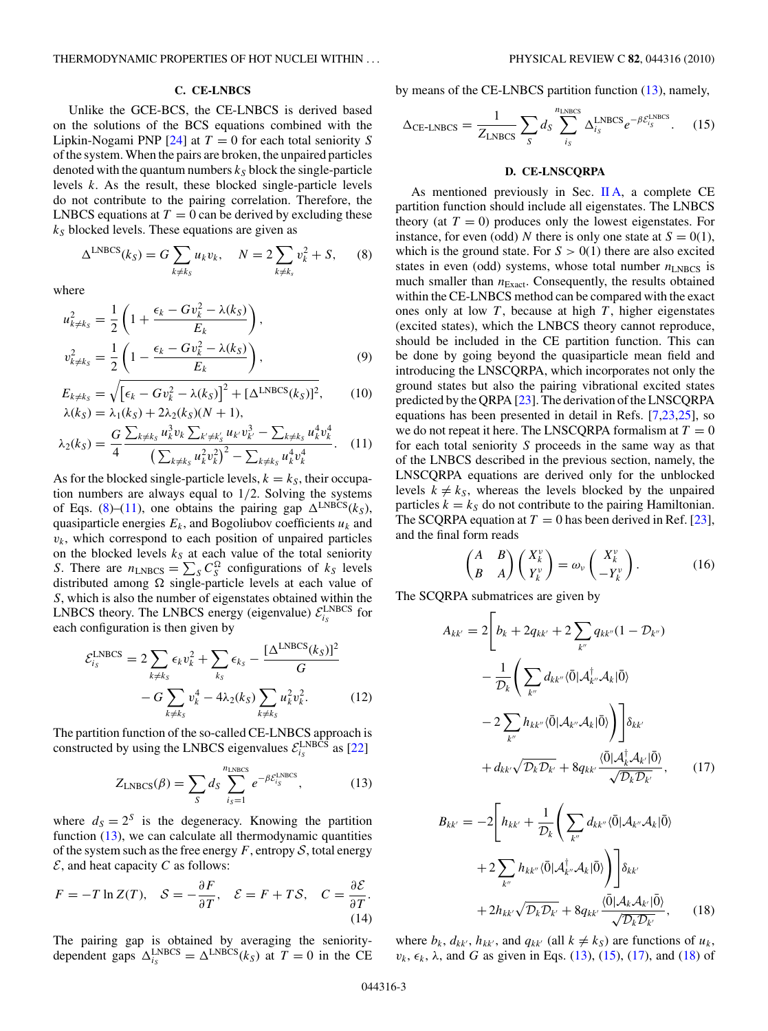### C. CE-LNBCS

Unlike the GCE-BCS, the CE-LNBCS is derived based on the solutions of the BCS equations combined with the Lipkin-Nogami PNP [24] at $T = 0$ for each total seniority $S$ of the system. When the pairs are broken, the unpaired particles denoted with the quantum numbers $k_S$ block the single-particle levels $k$. As the result, these blocked single-particle levels do not contribute to the pairing correlation. Therefore, the LNBCS equations at $T = 0$ can be derived by excluding these $k_S$ blocked levels. These equations are given as

$$\Delta^{\rm LNBCS}(k_S) = G\sum_{k\neq k_S} u_k v_k, \quad N = 2\sum_{k\neq k_s} v_k^2 + S, \tag{8}$$

where

$$u_{k\neq k_S}^2 = \frac{1}{2}\left(1 + \frac{\epsilon_k - Gv_k^2 - \lambda(k_S)}{E_k}\right),$$
$$v_{k\neq k_S}^2 = \frac{1}{2}\left(1 - \frac{\epsilon_k - Gv_k^2 - \lambda(k_S)}{E_k}\right), \tag{9}$$

$$E_{k\neq k_S} = \sqrt{\left[\epsilon_k - Gv_k^2 - \lambda(k_S)\right]^2 + [\Delta^{\rm LNBCS}(k_S)]^2}, \tag{10}$$

$$\lambda(k_S) = \lambda_1(k_S) + 2\lambda_2(k_S)(N+1),$$
$$\lambda_2(k_S) = \frac{G}{4}\frac{\sum_{k\neq k_S} u_k^3 v_k \sum_{k'\neq k_S'} u_{k'} v_{k'}^3 - \sum_{k\neq k_S} u_k^4 v_k^4}{\left(\sum_{k\neq k_S} u_k^2 v_k^2\right)^2 - \sum_{k\neq k_S} u_k^4 v_k^4}. \tag{11}$$

As for the blocked single-particle levels, $k = k_S$, their occupation numbers are always equal to 1/2. Solving the systems of Eqs. (8)–(11), one obtains the pairing gap $\Delta^{\rm LNBCS}(k_S)$, quasiparticle energies $E_k$, and Bogoliubov coefficients $u_k$ and $v_k$, which correspond to each position of unpaired particles on the blocked levels $k_S$ at each value of the total seniority $S$. There are $n_{\rm LNBCS} = \sum_S C_S^{\Omega}$ configurations of $k_S$ levels distributed among $\Omega$ single-particle levels at each value of $S$, which is also the number of eigenstates obtained within the LNBCS theory. The LNBCS energy (eigenvalue) $\mathcal{E}_{i_S}^{\rm LNBCS}$ for each configuration is then given by

$$\mathcal{E}_{i_S}^{\rm LNBCS} = 2\sum_{k\neq k_S}\epsilon_k v_k^2 + \sum_{k_S}\epsilon_{k_S} - \frac{[\Delta^{\rm LNBCS}(k_S)]^2}{G} - G\sum_{k\neq k_S} v_k^4 - 4\lambda_2(k_S)\sum_{k\neq k_S} u_k^2 v_k^2. \tag{12}$$

The partition function of the so-called CE-LNBCS approach is constructed by using the LNBCS eigenvalues $\mathcal{E}_{i_S}^{\rm LNBCS}$ as [22]

$$Z_{\rm LNBCS}(\beta) = \sum_S d_S \sum_{i_S=1}^{n_{\rm LNBCS}} e^{-\beta\mathcal{E}_{i_S}^{\rm LNBCS}}, \tag{13}$$

where $d_S = 2^S$ is the degeneracy. Knowing the partition function (13), we can calculate all thermodynamic quantities of the system such as the free energy $F$, entropy $\mathcal{S}$, total energy $\mathcal{E}$, and heat capacity $C$ as follows:

$$F = -T\ln Z(T), \quad \mathcal{S} = -\frac{\partial F}{\partial T}, \quad \mathcal{E} = F + T\mathcal{S}, \quad C = \frac{\partial\mathcal{E}}{\partial T}. \tag{14}$$

The pairing gap is obtained by averaging the seniority-dependent gaps $\Delta_{i_S}^{\rm LNBCS} = \Delta^{\rm LNBCS}(k_S)$ at $T = 0$ in the CE by means of the CE-LNBCS partition function (13), namely,

$$\Delta_{\rm CE\text{-}LNBCS} = \frac{1}{Z_{\rm LNBCS}}\sum_S d_S \sum_{i_S}^{n_{\rm LNBCS}} \Delta_{i_S}^{\rm LNBCS} e^{-\beta\mathcal{E}_{i_S}^{\rm LNBCS}}. \tag{15}$$

### D. CE-LNSCQRPA

As mentioned previously in Sec. II A, a complete CE partition function should include all eigenstates. The LNBCS theory (at $T = 0$) produces only the lowest eigenstates. For instance, for even (odd) $N$ there is only one state at $S = 0(1)$, which is the ground state. For $S > 0(1)$ there are also excited states in even (odd) systems, whose total number $n_{\rm LNBCS}$ is much smaller than $n_{\rm Exact}$. Consequently, the results obtained within the CE-LNBCS method can be compared with the exact ones only at low $T$, because at high $T$, higher eigenstates (excited states), which the LNBCS theory cannot reproduce, should be included in the CE partition function. This can be done by going beyond the quasiparticle mean field and introducing the LNSCQRPA, which incorporates not only the ground states but also the pairing vibrational excited states predicted by the QRPA [23]. The derivation of the LNSCQRPA equations has been presented in detail in Refs. [7,23,25], so we do not repeat it here. The LNSCQRPA formalism at $T = 0$ for each total seniority $S$ proceeds in the same way as that of the LNBCS described in the previous section, namely, the LNSCQRPA equations are derived only for the unblocked levels $k \neq k_S$, whereas the levels blocked by the unpaired particles $k = k_S$ do not contribute to the pairing Hamiltonian. The SCQRPA equation at $T = 0$ has been derived in Ref. [23], and the final form reads

$$\begin{pmatrix} A & B \\ B & A \end{pmatrix}\begin{pmatrix} X_k^{\nu} \\ Y_k^{\nu} \end{pmatrix} = \omega_{\nu}\begin{pmatrix} X_k^{\nu} \\ -Y_k^{\nu} \end{pmatrix}. \tag{16}$$

The SCQRPA submatrices are given by

$$A_{kk'} = 2\Bigg[b_k + 2q_{kk'} + 2\sum_{k''} q_{kk''}(1 - \mathcal{D}_{k''}) - \frac{1}{\mathcal{D}_k}\Bigg(\sum_{k''} d_{kk''}\langle\bar{0}|\mathcal{A}_{k''}^{\dagger}\mathcal{A}_k|\bar{0}\rangle - 2\sum_{k''} h_{kk''}\langle\bar{0}|\mathcal{A}_{k''}\mathcal{A}_k|\bar{0}\rangle\Bigg)\Bigg]\delta_{kk'} + d_{kk'}\sqrt{\mathcal{D}_k\mathcal{D}_{k'}} + 8q_{kk'}\frac{\langle\bar{0}|\mathcal{A}_k^{\dagger}\mathcal{A}_{k'}|\bar{0}\rangle}{\sqrt{\mathcal{D}_k\mathcal{D}_{k'}}}, \tag{17}$$

$$B_{kk'} = -2\Bigg[h_{kk'} + \frac{1}{\mathcal{D}_k}\Bigg(\sum_{k''} d_{kk''}\langle\bar{0}|\mathcal{A}_{k''}\mathcal{A}_k|\bar{0}\rangle + 2\sum_{k''} h_{kk''}\langle\bar{0}|\mathcal{A}_{k''}^{\dagger}\mathcal{A}_k|\bar{0}\rangle\Bigg)\Bigg]\delta_{kk'} + 2h_{kk'}\sqrt{\mathcal{D}_k\mathcal{D}_{k'}} + 8q_{kk'}\frac{\langle\bar{0}|\mathcal{A}_k\mathcal{A}_{k'}|\bar{0}\rangle}{\sqrt{\mathcal{D}_k\mathcal{D}_{k'}}}, \tag{18}$$

where $b_k$, $d_{kk'}$, $h_{kk'}$, and $q_{kk'}$ (all $k \neq k_S$) are functions of $u_k$, $v_k$, $\epsilon_k$, $\lambda$, and $G$ as given in Eqs. (13), (15), (17), and (18) of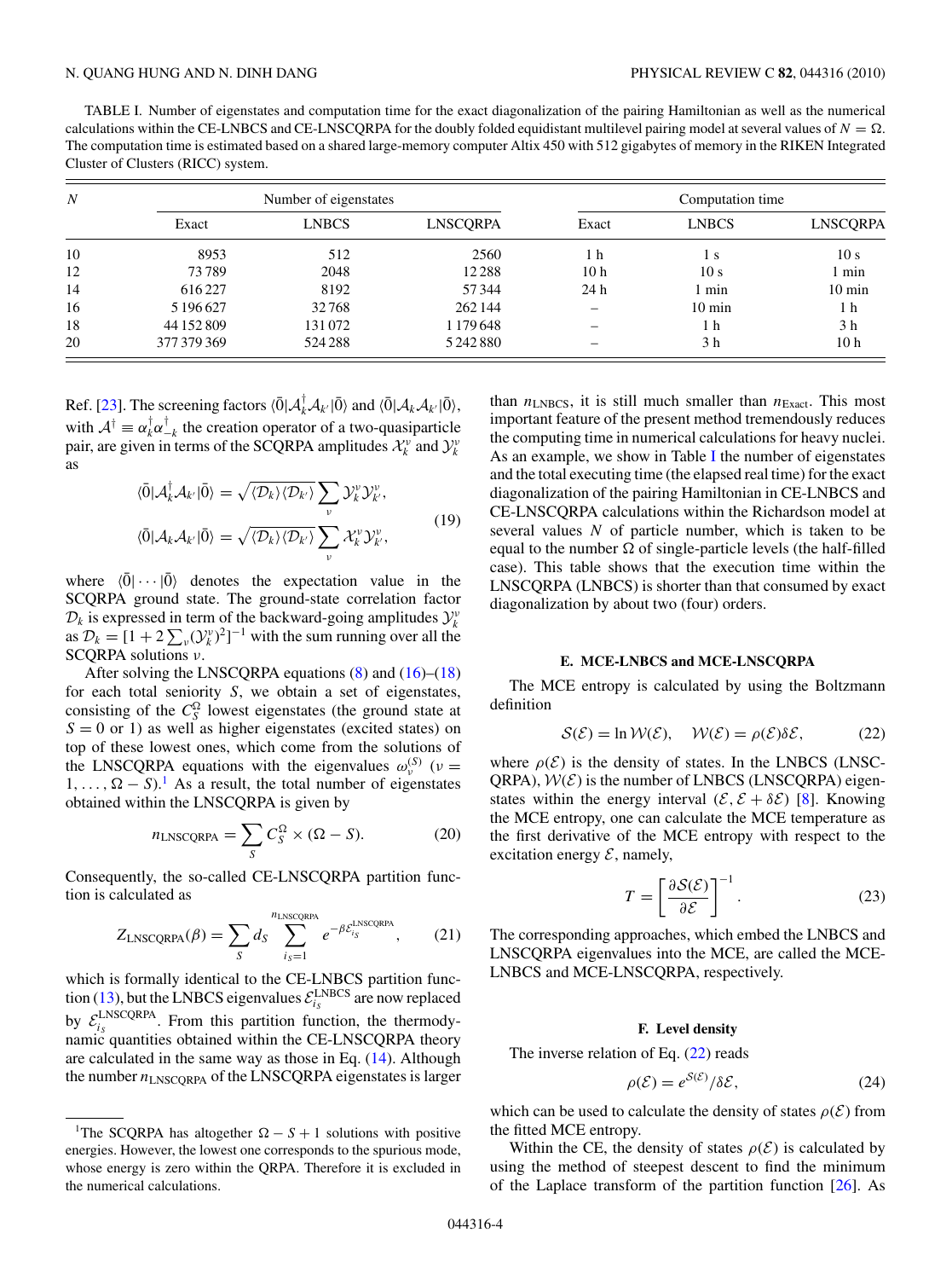TABLE I. Number of eigenstates and computation time for the exact diagonalization of the pairing Hamiltonian as well as the numerical calculations within the CE-LNBCS and CE-LNSCQRPA for the doubly folded equidistant multilevel pairing model at several values of $N = \Omega$. The computation time is estimated based on a shared large-memory computer Altix 450 with 512 gigabytes of memory in the RIKEN Integrated Cluster of Clusters (RICC) system.

| $N$ | Number of eigenstates | | | Computation time | | |
|---|---|---|---|---|---|---|
| | Exact | LNBCS | LNSCQRPA | Exact | LNBCS | LNSCQRPA |
| 10 | 8953 | 512 | 2560 | 1 h | 1 s | 10 s |
| 12 | 73 789 | 2048 | 12 288 | 10 h | 10 s | 1 min |
| 14 | 616 227 | 8192 | 57 344 | 24 h | 1 min | 10 min |
| 16 | 5 196 627 | 32 768 | 262 144 | – | 10 min | 1 h |
| 18 | 44 152 809 | 131 072 | 1 179 648 | – | 1 h | 3 h |
| 20 | 377 379 369 | 524 288 | 5 242 880 | – | 3 h | 10 h |

Ref. [23]. The screening factors $\langle\bar{0}|\mathcal{A}_k^\dagger\mathcal{A}_{k'}|\bar{0}\rangle$ and $\langle\bar{0}|\mathcal{A}_k\mathcal{A}_{k'}|\bar{0}\rangle$, with $\mathcal{A}^\dagger \equiv \alpha_k^\dagger\alpha_{-k}^\dagger$ the creation operator of a two-quasiparticle pair, are given in terms of the SCQRPA amplitudes $\mathcal{X}_k^\nu$ and $\mathcal{Y}_k^\nu$ as

$$
\begin{aligned}
\langle\bar{0}|\mathcal{A}_k^\dagger\mathcal{A}_{k'}|\bar{0}\rangle &= \sqrt{\langle\mathcal{D}_k\rangle\langle\mathcal{D}_{k'}\rangle}\sum_\nu \mathcal{Y}_k^\nu\mathcal{Y}_{k'}^\nu, \\
\langle\bar{0}|\mathcal{A}_k\mathcal{A}_{k'}|\bar{0}\rangle &= \sqrt{\langle\mathcal{D}_k\rangle\langle\mathcal{D}_{k'}\rangle}\sum_\nu \mathcal{X}_k^\nu\mathcal{Y}_{k'}^\nu,
\end{aligned}
\tag{19}
$$

where $\langle\bar{0}|\cdots|\bar{0}\rangle$ denotes the expectation value in the SCQRPA ground state. The ground-state correlation factor $\mathcal{D}_k$ is expressed in term of the backward-going amplitudes $\mathcal{Y}_k^\nu$ as $\mathcal{D}_k = [1 + 2\sum_\nu(\mathcal{Y}_k^\nu)^2]^{-1}$ with the sum running over all the SCQRPA solutions $\nu$.

After solving the LNSCQRPA equations (8) and (16)–(18) for each total seniority $S$, we obtain a set of eigenstates, consisting of the $C_S^\Omega$ lowest eigenstates (the ground state at $S = 0$ or 1) as well as higher eigenstates (excited states) on top of these lowest ones, which come from the solutions of the LNSCQRPA equations with the eigenvalues $\omega_\nu^{(S)}$ ($\nu = 1, \ldots, \Omega - S$).[1] As a result, the total number of eigenstates obtained within the LNSCQRPA is given by

$$
n_{\rm LNSCQRPA} = \sum_S C_S^\Omega \times (\Omega - S). \tag{20}
$$

Consequently, the so-called CE-LNSCQRPA partition function is calculated as

$$
Z_{\rm LNSCQRPA}(\beta) = \sum_S d_S \sum_{i_S=1}^{n_{\rm LNSCQRPA}} e^{-\beta\mathcal{E}_{i_S}^{\rm LNSCQRPA}}, \tag{21}
$$

which is formally identical to the CE-LNBCS partition function (13), but the LNBCS eigenvalues $\mathcal{E}_{i_S}^{\rm LNBCS}$ are now replaced by $\mathcal{E}_{i_S}^{\rm LNSCQRPA}$. From this partition function, the thermodynamic quantities obtained within the CE-LNSCQRPA theory are calculated in the same way as those in Eq. (14). Although the number $n_{\rm LNSCQRPA}$ of the LNSCQRPA eigenstates is larger than $n_{\rm LNBCS}$, it is still much smaller than $n_{\rm Exact}$. This most important feature of the present method tremendously reduces the computing time in numerical calculations for heavy nuclei. As an example, we show in Table I the number of eigenstates and the total executing time (the elapsed real time) for the exact diagonalization of the pairing Hamiltonian in CE-LNBCS and CE-LNSCQRPA calculations within the Richardson model at several values $N$ of particle number, which is taken to be equal to the number $\Omega$ of single-particle levels (the half-filled case). This table shows that the execution time within the LNSCQRPA (LNBCS) is shorter than that consumed by exact diagonalization by about two (four) orders.

[1]The SCQRPA has altogether $\Omega - S + 1$ solutions with positive energies. However, the lowest one corresponds to the spurious mode, whose energy is zero within the QRPA. Therefore it is excluded in the numerical calculations.

#### E. MCE-LNBCS and MCE-LNSCQRPA

The MCE entropy is calculated by using the Boltzmann definition

$$
\mathcal{S}(\mathcal{E}) = \ln\mathcal{W}(\mathcal{E}), \quad \mathcal{W}(\mathcal{E}) = \rho(\mathcal{E})\delta\mathcal{E}, \tag{22}
$$

where $\rho(\mathcal{E})$ is the density of states. In the LNBCS (LNSCQRPA), $\mathcal{W}(\mathcal{E})$ is the number of LNBCS (LNSCQRPA) eigenstates within the energy interval $(\mathcal{E}, \mathcal{E} + \delta\mathcal{E})$ [8]. Knowing the MCE entropy, one can calculate the MCE temperature as the first derivative of the MCE entropy with respect to the excitation energy $\mathcal{E}$, namely,

$$
T = \left[\frac{\partial\mathcal{S}(\mathcal{E})}{\partial\mathcal{E}}\right]^{-1}. \tag{23}
$$

The corresponding approaches, which embed the LNBCS and LNSCQRPA eigenvalues into the MCE, are called the MCE-LNBCS and MCE-LNSCQRPA, respectively.

#### F. Level density

The inverse relation of Eq. (22) reads

$$
\rho(\mathcal{E}) = e^{\mathcal{S}(\mathcal{E})}/\delta\mathcal{E}, \tag{24}
$$

which can be used to calculate the density of states $\rho(\mathcal{E})$ from the fitted MCE entropy.

Within the CE, the density of states $\rho(\mathcal{E})$ is calculated by using the method of steepest descent to find the minimum of the Laplace transform of the partition function [26]. As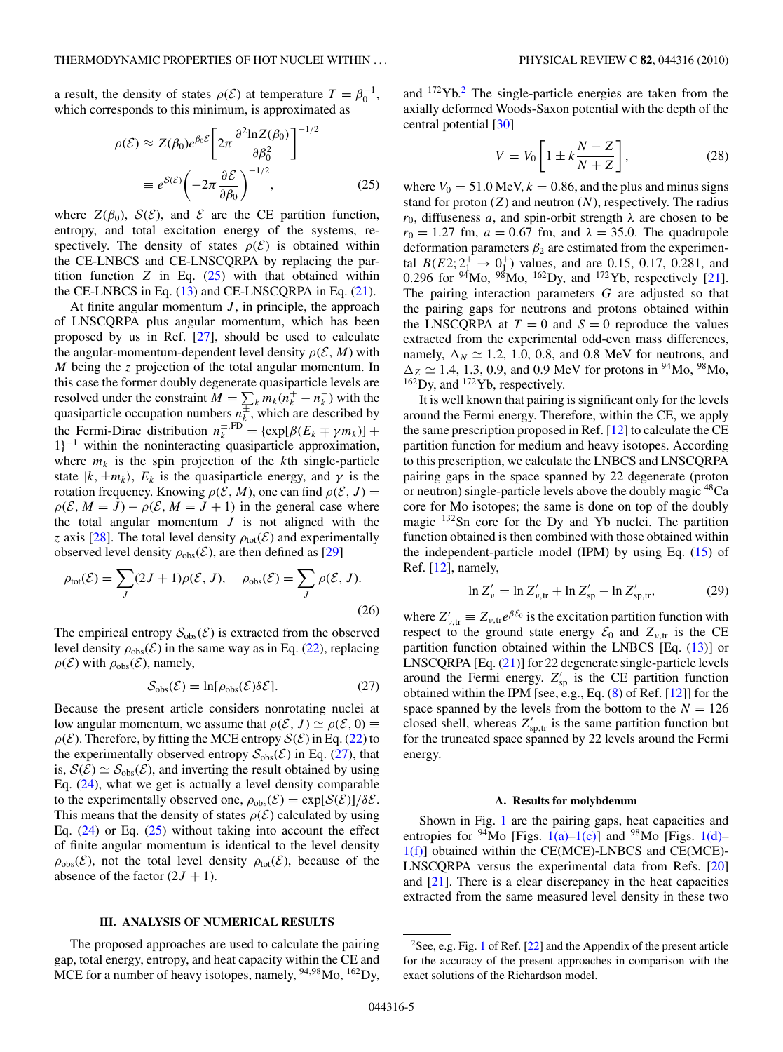a result, the density of states $\rho(\mathcal{E})$ at temperature $T = \beta_0^{-1}$, which corresponds to this minimum, is approximated as

$$\rho(\mathcal{E}) \approx Z(\beta_0)e^{\beta_0\mathcal{E}}\left[2\pi\frac{\partial^2 \ln Z(\beta_0)}{\partial\beta_0^2}\right]^{-1/2} \equiv e^{\mathcal{S}(\mathcal{E})}\left(-2\pi\frac{\partial\mathcal{E}}{\partial\beta_0}\right)^{-1/2}, \quad (25)$$

where $Z(\beta_0)$, $\mathcal{S}(\mathcal{E})$, and $\mathcal{E}$ are the CE partition function, entropy, and total excitation energy of the systems, respectively. The density of states $\rho(\mathcal{E})$ is obtained within the CE-LNBCS and CE-LNSCQRPA by replacing the partition function $Z$ in Eq. (25) with that obtained within the CE-LNBCS in Eq. (13) and CE-LNSCQRPA in Eq. (21).

At finite angular momentum $J$, in principle, the approach of LNSCQRPA plus angular momentum, which has been proposed by us in Ref. [27], should be used to calculate the angular-momentum-dependent level density $\rho(\mathcal{E}, M)$ with $M$ being the $z$ projection of the total angular momentum. In this case the former doubly degenerate quasiparticle levels are resolved under the constraint $M = \sum_k m_k(n_k^+ - n_k^-)$ with the quasiparticle occupation numbers $n_k^{\pm}$, which are described by the Fermi-Dirac distribution $n_k^{\pm,\text{FD}} = \{\exp[\beta(E_k \mp \gamma m_k)] + 1\}^{-1}$ within the noninteracting quasiparticle approximation, where $m_k$ is the spin projection of the $k$th single-particle state $|k, \pm m_k\rangle$, $E_k$ is the quasiparticle energy, and $\gamma$ is the rotation frequency. Knowing $\rho(\mathcal{E}, M)$, one can find $\rho(\mathcal{E}, J) = \rho(\mathcal{E}, M = J) - \rho(\mathcal{E}, M = J + 1)$ in the general case where the total angular momentum $J$ is not aligned with the $z$ axis [28]. The total level density $\rho_{\text{tot}}(\mathcal{E})$ and experimentally observed level density $\rho_{\text{obs}}(\mathcal{E})$, are then defined as [29]

$$\rho_{\text{tot}}(\mathcal{E}) = \sum_J (2J + 1)\rho(\mathcal{E}, J), \quad \rho_{\text{obs}}(\mathcal{E}) = \sum_J \rho(\mathcal{E}, J). \quad (26)$$

The empirical entropy $\mathcal{S}_{\text{obs}}(\mathcal{E})$ is extracted from the observed level density $\rho_{\text{obs}}(\mathcal{E})$ in the same way as in Eq. (22), replacing $\rho(\mathcal{E})$ with $\rho_{\text{obs}}(\mathcal{E})$, namely,

$$\mathcal{S}_{\text{obs}}(\mathcal{E}) = \ln[\rho_{\text{obs}}(\mathcal{E})\delta\mathcal{E}]. \quad (27)$$

Because the present article considers nonrotating nuclei at low angular momentum, we assume that $\rho(\mathcal{E}, J) \simeq \rho(\mathcal{E}, 0) \equiv \rho(\mathcal{E})$. Therefore, by fitting the MCE entropy $\mathcal{S}(\mathcal{E})$ in Eq. (22) to the experimentally observed entropy $\mathcal{S}_{\text{obs}}(\mathcal{E})$ in Eq. (27), that is, $\mathcal{S}(\mathcal{E}) \simeq \mathcal{S}_{\text{obs}}(\mathcal{E})$, and inverting the result obtained by using Eq. (24), what we get is actually a level density comparable to the experimentally observed one, $\rho_{\text{obs}}(\mathcal{E}) = \exp[\mathcal{S}(\mathcal{E})]/\delta\mathcal{E}$. This means that the density of states $\rho(\mathcal{E})$ calculated by using Eq. (24) or Eq. (25) without taking into account the effect of finite angular momentum is identical to the level density $\rho_{\text{obs}}(\mathcal{E})$, not the total level density $\rho_{\text{tot}}(\mathcal{E})$, because of the absence of the factor $(2J + 1)$.

## III. ANALYSIS OF NUMERICAL RESULTS

The proposed approaches are used to calculate the pairing gap, total energy, entropy, and heat capacity within the CE and MCE for a number of heavy isotopes, namely, $^{94,98}$Mo, $^{162}$Dy, and $^{172}$Yb.[2] The single-particle energies are taken from the axially deformed Woods-Saxon potential with the depth of the central potential [30]

$$V = V_0\left[1 \pm k\frac{N - Z}{N + Z}\right], \quad (28)$$

where $V_0 = 51.0$ MeV, $k = 0.86$, and the plus and minus signs stand for proton ($Z$) and neutron ($N$), respectively. The radius $r_0$, diffuseness $a$, and spin-orbit strength $\lambda$ are chosen to be $r_0 = 1.27$ fm, $a = 0.67$ fm, and $\lambda = 35.0$. The quadrupole deformation parameters $\beta_2$ are estimated from the experimental $B(E2; 2_1^+ \rightarrow 0_1^+)$ values, and are 0.15, 0.17, 0.281, and 0.296 for $^{94}$Mo, $^{98}$Mo, $^{162}$Dy, and $^{172}$Yb, respectively [21]. The pairing interaction parameters $G$ are adjusted so that the pairing gaps for neutrons and protons obtained within the LNSCQRPA at $T = 0$ and $S = 0$ reproduce the values extracted from the experimental odd-even mass differences, namely, $\Delta_N \simeq 1.2$, 1.0, 0.8, and 0.8 MeV for neutrons, and $\Delta_Z \simeq 1.4$, 1.3, 0.9, and 0.9 MeV for protons in $^{94}$Mo, $^{98}$Mo, $^{162}$Dy, and $^{172}$Yb, respectively.

It is well known that pairing is significant only for the levels around the Fermi energy. Therefore, within the CE, we apply the same prescription proposed in Ref. [12] to calculate the CE partition function for medium and heavy isotopes. According to this prescription, we calculate the LNBCS and LNSCQRPA pairing gaps in the space spanned by 22 degenerate (proton or neutron) single-particle levels above the doubly magic $^{48}$Ca core for Mo isotopes; the same is done on top of the doubly magic $^{132}$Sn core for the Dy and Yb nuclei. The partition function obtained is then combined with those obtained within the independent-particle model (IPM) by using Eq. (15) of Ref. [12], namely,

$$\ln Z'_\nu = \ln Z'_{\nu,\text{tr}} + \ln Z'_{\text{sp}} - \ln Z'_{\text{sp,tr}}, \quad (29)$$

where $Z'_{\nu,\text{tr}} \equiv Z_{\nu,\text{tr}}e^{\beta\mathcal{E}_0}$ is the excitation partition function with respect to the ground state energy $\mathcal{E}_0$ and $Z_{\nu,\text{tr}}$ is the CE partition function obtained within the LNBCS [Eq. (13)] or LNSCQRPA [Eq. (21)] for 22 degenerate single-particle levels around the Fermi energy. $Z'_{\text{sp}}$ is the CE partition function obtained within the IPM [see, e.g., Eq. (8) of Ref. [12]] for the space spanned by the levels from the bottom to the $N = 126$ closed shell, whereas $Z'_{\text{sp,tr}}$ is the same partition function but for the truncated space spanned by 22 levels around the Fermi energy.

### A. Results for molybdenum

Shown in Fig. 1 are the pairing gaps, heat capacities and entropies for $^{94}$Mo [Figs. 1(a)–1(c)] and $^{98}$Mo [Figs. 1(d)–1(f)] obtained within the CE(MCE)-LNBCS and CE(MCE)-LNSCQRPA versus the experimental data from Refs. [20] and [21]. There is a clear discrepancy in the heat capacities extracted from the same measured level density in these two

[2] See, e.g. Fig. 1 of Ref. [22] and the Appendix of the present article for the accuracy of the present approaches in comparison with the exact solutions of the Richardson model.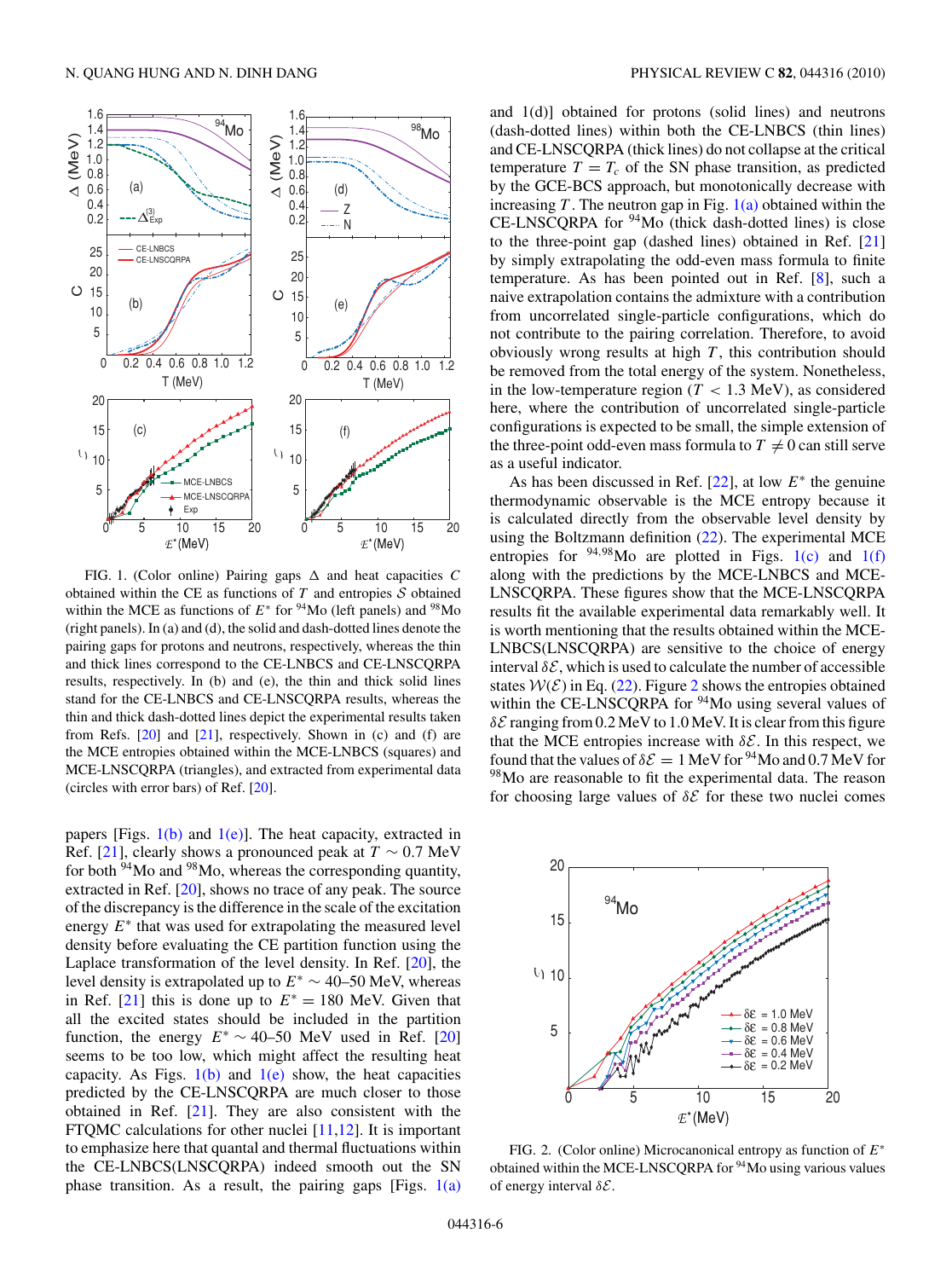FIG. 1. (Color online) Pairing gaps $\Delta$ and heat capacities $C$ obtained within the CE as functions of $T$ and entropies $\mathcal{S}$ obtained within the MCE as functions of $E^*$ for $^{94}$Mo (left panels) and $^{98}$Mo (right panels). In (a) and (d), the solid and dash-dotted lines denote the pairing gaps for protons and neutrons, respectively, whereas the thin and thick lines correspond to the CE-LNBCS and CE-LNSCQRPA results, respectively. In (b) and (e), the thin and thick solid lines stand for the CE-LNBCS and CE-LNSCQRPA results, whereas the thin and thick dash-dotted lines depict the experimental results taken from Refs. [20] and [21], respectively. Shown in (c) and (f) are the MCE entropies obtained within the MCE-LNBCS (squares) and MCE-LNSCQRPA (triangles), and extracted from experimental data (circles with error bars) of Ref. [20].

papers [Figs. 1(b) and 1(e)]. The heat capacity, extracted in Ref. [21], clearly shows a pronounced peak at $T \sim 0.7$ MeV for both $^{94}$Mo and $^{98}$Mo, whereas the corresponding quantity, extracted in Ref. [20], shows no trace of any peak. The source of the discrepancy is the difference in the scale of the excitation energy $E^*$ that was used for extrapolating the measured level density before evaluating the CE partition function using the Laplace transformation of the level density. In Ref. [20], the level density is extrapolated up to $E^* \sim 40$–50 MeV, whereas in Ref. [21] this is done up to $E^* = 180$ MeV. Given that all the excited states should be included in the partition function, the energy $E^* \sim 40$–50 MeV used in Ref. [20] seems to be too low, which might affect the resulting heat capacity. As Figs. 1(b) and 1(e) show, the heat capacities predicted by the CE-LNSCQRPA are much closer to those obtained in Ref. [21]. They are also consistent with the FTQMC calculations for other nuclei [11,12]. It is important to emphasize here that quantal and thermal fluctuations within the CE-LNBCS(LNSCQRPA) indeed smooth out the SN phase transition. As a result, the pairing gaps [Figs. 1(a) and 1(d)] obtained for protons (solid lines) and neutrons (dash-dotted lines) within both the CE-LNBCS (thin lines) and CE-LNSCQRPA (thick lines) do not collapse at the critical temperature $T = T_c$ of the SN phase transition, as predicted by the GCE-BCS approach, but monotonically decrease with increasing $T$. The neutron gap in Fig. 1(a) obtained within the CE-LNSCQRPA for $^{94}$Mo (thick dash-dotted lines) is close to the three-point gap (dashed lines) obtained in Ref. [21] by simply extrapolating the odd-even mass formula to finite temperature. As has been pointed out in Ref. [8], such a naive extrapolation contains the admixture with a contribution from uncorrelated single-particle configurations, which do not contribute to the pairing correlation. Therefore, to avoid obviously wrong results at high $T$, this contribution should be removed from the total energy of the system. Nonetheless, in the low-temperature region ($T < 1.3$ MeV), as considered here, where the contribution of uncorrelated single-particle configurations is expected to be small, the simple extension of the three-point odd-even mass formula to $T \neq 0$ can still serve as a useful indicator.

As has been discussed in Ref. [22], at low $E^*$ the genuine thermodynamic observable is the MCE entropy because it is calculated directly from the observable level density by using the Boltzmann definition (22). The experimental MCE entropies for $^{94,98}$Mo are plotted in Figs. 1(c) and 1(f) along with the predictions by the MCE-LNBCS and MCE-LNSCQRPA. These figures show that the MCE-LNSCQRPA results fit the available experimental data remarkably well. It is worth mentioning that the results obtained within the MCE-LNBCS(LNSCQRPA) are sensitive to the choice of energy interval $\delta\mathcal{E}$, which is used to calculate the number of accessible states $\mathcal{W}(\mathcal{E})$ in Eq. (22). Figure 2 shows the entropies obtained within the CE-LNSCQRPA for $^{94}$Mo using several values of $\delta\mathcal{E}$ ranging from 0.2 MeV to 1.0 MeV. It is clear from this figure that the MCE entropies increase with $\delta\mathcal{E}$. In this respect, we found that the values of $\delta\mathcal{E} = 1$ MeV for $^{94}$Mo and 0.7 MeV for $^{98}$Mo are reasonable to fit the experimental data. The reason for choosing large values of $\delta\mathcal{E}$ for these two nuclei comes

FIG. 2. (Color online) Microcanonical entropy as function of $E^*$ obtained within the MCE-LNSCQRPA for $^{94}$Mo using various values of energy interval $\delta\mathcal{E}$.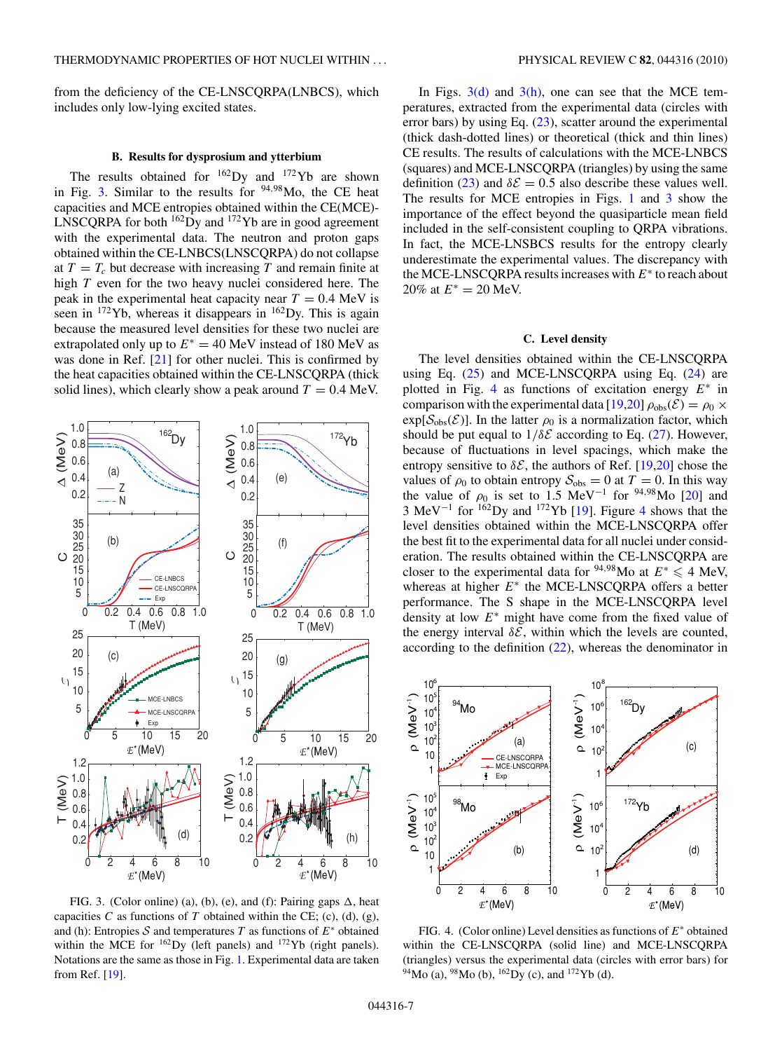from the deficiency of the CE-LNSCQRPA(LNBCS), which includes only low-lying excited states.

### B. Results for dysprosium and ytterbium

The results obtained for $^{162}$Dy and $^{172}$Yb are shown in Fig. 3. Similar to the results for $^{94,98}$Mo, the CE heat capacities and MCE entropies obtained within the CE(MCE)-LNSCQRPA for both $^{162}$Dy and $^{172}$Yb are in good agreement with the experimental data. The neutron and proton gaps obtained within the CE-LNBCS(LNSCQRPA) do not collapse at $T = T_c$ but decrease with increasing $T$ and remain finite at high $T$ even for the two heavy nuclei considered here. The peak in the experimental heat capacity near $T = 0.4$ MeV is seen in $^{172}$Yb, whereas it disappears in $^{162}$Dy. This is again because the measured level densities for these two nuclei are extrapolated only up to $E^* = 40$ MeV instead of 180 MeV as was done in Ref. [21] for other nuclei. This is confirmed by the heat capacities obtained within the CE-LNSCQRPA (thick solid lines), which clearly show a peak around $T = 0.4$ MeV.

FIG. 3. (Color online) (a), (b), (e), and (f): Pairing gaps $\Delta$, heat capacities $C$ as functions of $T$ obtained within the CE; (c), (d), (g), and (h): Entropies $\mathcal{S}$ and temperatures $T$ as functions of $E^*$ obtained within the MCE for $^{162}$Dy (left panels) and $^{172}$Yb (right panels). Notations are the same as those in Fig. 1. Experimental data are taken from Ref. [19].

In Figs. 3(d) and 3(h), one can see that the MCE temperatures, extracted from the experimental data (circles with error bars) by using Eq. (23), scatter around the experimental (thick dash-dotted lines) or theoretical (thick and thin lines) CE results. The results of calculations with the MCE-LNBCS (squares) and MCE-LNSCQRPA (triangles) by using the same definition (23) and $\delta\mathcal{E} = 0.5$ also describe these values well. The results for MCE entropies in Figs. 1 and 3 show the importance of the effect beyond the quasiparticle mean field included in the self-consistent coupling to QRPA vibrations. In fact, the MCE-LNSBCS results for the entropy clearly underestimate the experimental values. The discrepancy with the MCE-LNSCQRPA results increases with $E^*$ to reach about 20% at $E^* = 20$ MeV.

### C. Level density

The level densities obtained within the CE-LNSCQRPA using Eq. (25) and MCE-LNSCQRPA using Eq. (24) are plotted in Fig. 4 as functions of excitation energy $E^*$ in comparison with the experimental data [19,20] $\rho_{\rm obs}(\mathcal{E}) = \rho_0 \times \exp[\mathcal{S}_{\rm obs}(\mathcal{E})]$. In the latter $\rho_0$ is a normalization factor, which should be equal to $1/\delta\mathcal{E}$ according to Eq. (27). However, because of fluctuations in level spacings, which make the entropy sensitive to $\delta\mathcal{E}$, the authors of Ref. [19,20] chose the values of $\rho_0$ to obtain entropy $\mathcal{S}_{\rm obs} = 0$ at $T = 0$. In this way the value of $\rho_0$ is set to 1.5 MeV$^{-1}$ for $^{94,98}$Mo [20] and 3 MeV$^{-1}$ for $^{162}$Dy and $^{172}$Yb [19]. Figure 4 shows that the level densities obtained within the MCE-LNSCQRPA offer the best fit to the experimental data for all nuclei under consideration. The results obtained within the CE-LNSCQRPA are closer to the experimental data for $^{94,98}$Mo at $E^* \leqslant 4$ MeV, whereas at higher $E^*$ the MCE-LNSCQRPA offers a better performance. The S shape in the MCE-LNSCQRPA level density at low $E^*$ might have come from the fixed value of the energy interval $\delta\mathcal{E}$, within which the levels are counted, according to the definition (22), whereas the denominator in

FIG. 4. (Color online) Level densities as functions of $E^*$ obtained within the CE-LNSCQRPA (solid line) and MCE-LNSCQRPA (triangles) versus the experimental data (circles with error bars) for $^{94}$Mo (a), $^{98}$Mo (b), $^{162}$Dy (c), and $^{172}$Yb (d).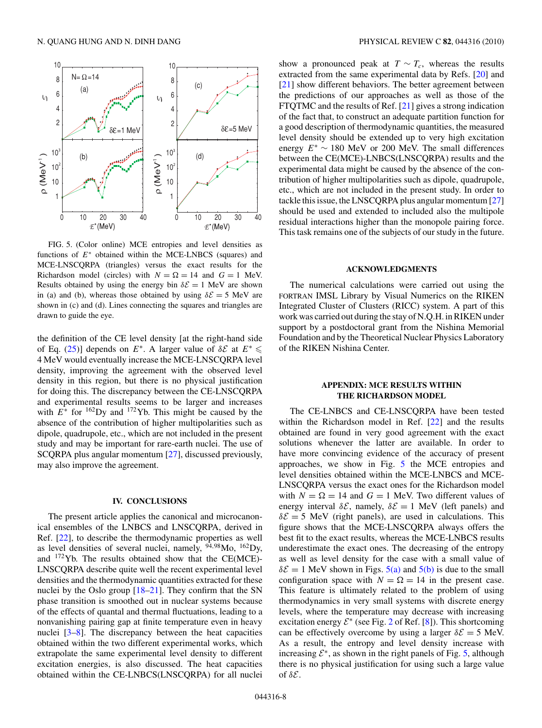FIG. 5. (Color online) MCE entropies and level densities as functions of $E^*$ obtained within the MCE-LNBCS (squares) and MCE-LNSCQRPA (triangles) versus the exact results for the Richardson model (circles) with $N = \Omega = 14$ and $G = 1$ MeV. Results obtained by using the energy bin $\delta\mathcal{E} = 1$ MeV are shown in (a) and (b), whereas those obtained by using $\delta\mathcal{E} = 5$ MeV are shown in (c) and (d). Lines connecting the squares and triangles are drawn to guide the eye.

the definition of the CE level density [at the right-hand side of Eq. (25)] depends on $E^*$. A larger value of $\delta\mathcal{E}$ at $E^* \leqslant 4$ MeV would eventually increase the MCE-LNSCQRPA level density, improving the agreement with the observed level density in this region, but there is no physical justification for doing this. The discrepancy between the CE-LNSCQRPA and experimental results seems to be larger and increases with $E^*$ for $^{162}$Dy and $^{172}$Yb. This might be caused by the absence of the contribution of higher multipolarities such as dipole, quadrupole, etc., which are not included in the present study and may be important for rare-earth nuclei. The use of SCQRPA plus angular momentum [27], discussed previously, may also improve the agreement.

## IV. CONCLUSIONS

The present article applies the canonical and microcanonical ensembles of the LNBCS and LNSCQRPA, derived in Ref. [22], to describe the thermodynamic properties as well as level densities of several nuclei, namely, $^{94,98}$Mo, $^{162}$Dy, and $^{172}$Yb. The results obtained show that the CE(MCE)-LNSCQRPA describe quite well the recent experimental level densities and the thermodynamic quantities extracted for these nuclei by the Oslo group [18–21]. They confirm that the SN phase transition is smoothed out in nuclear systems because of the effects of quantal and thermal fluctuations, leading to a nonvanishing pairing gap at finite temperature even in heavy nuclei [3–8]. The discrepancy between the heat capacities obtained within the two different experimental works, which extrapolate the same experimental level density to different excitation energies, is also discussed. The heat capacities obtained within the CE-LNBCS(LNSCQRPA) for all nuclei show a pronounced peak at $T \sim T_c$, whereas the results extracted from the same experimental data by Refs. [20] and [21] show different behaviors. The better agreement between the predictions of our approaches as well as those of the FTQTMC and the results of Ref. [21] gives a strong indication of the fact that, to construct an adequate partition function for a good description of thermodynamic quantities, the measured level density should be extended up to very high excitation energy $E^* \sim 180$ MeV or 200 MeV. The small differences between the CE(MCE)-LNBCS(LNSCQRPA) results and the experimental data might be caused by the absence of the contribution of higher multipolarities such as dipole, quadrupole, etc., which are not included in the present study. In order to tackle this issue, the LNSCQRPA plus angular momentum [27] should be used and extended to included also the multipole residual interactions higher than the monopole pairing force. This task remains one of the subjects of our study in the future.

## ACKNOWLEDGMENTS

The numerical calculations were carried out using the FORTRAN IMSL Library by Visual Numerics on the RIKEN Integrated Cluster of Clusters (RICC) system. A part of this work was carried out during the stay of N.Q.H. in RIKEN under support by a postdoctoral grant from the Nishina Memorial Foundation and by the Theoretical Nuclear Physics Laboratory of the RIKEN Nishina Center.

## APPENDIX: MCE RESULTS WITHIN THE RICHARDSON MODEL

The CE-LNBCS and CE-LNSCQRPA have been tested within the Richardson model in Ref. [22] and the results obtained are found in very good agreement with the exact solutions whenever the latter are available. In order to have more convincing evidence of the accuracy of present approaches, we show in Fig. 5 the MCE entropies and level densities obtained within the MCE-LNBCS and MCE-LNSCQRPA versus the exact ones for the Richardson model with $N = \Omega = 14$ and $G = 1$ MeV. Two different values of energy interval $\delta\mathcal{E}$, namely, $\delta\mathcal{E} = 1$ MeV (left panels) and $\delta\mathcal{E} = 5$ MeV (right panels), are used in calculations. This figure shows that the MCE-LNSCQRPA always offers the best fit to the exact results, whereas the MCE-LNBCS results underestimate the exact ones. The decreasing of the entropy as well as level density for the case with a small value of $\delta\mathcal{E} = 1$ MeV shown in Figs. 5(a) and 5(b) is due to the small configuration space with $N = \Omega = 14$ in the present case. This feature is ultimately related to the problem of using thermodynamics in very small systems with discrete energy levels, where the temperature may decrease with increasing excitation energy $\mathcal{E}^*$ (see Fig. 2 of Ref. [8]). This shortcoming can be effectively overcome by using a larger $\delta\mathcal{E} = 5$ MeV. As a result, the entropy and level density increase with increasing $\mathcal{E}^*$, as shown in the right panels of Fig. 5, although there is no physical justification for using such a large value of $\delta\mathcal{E}$.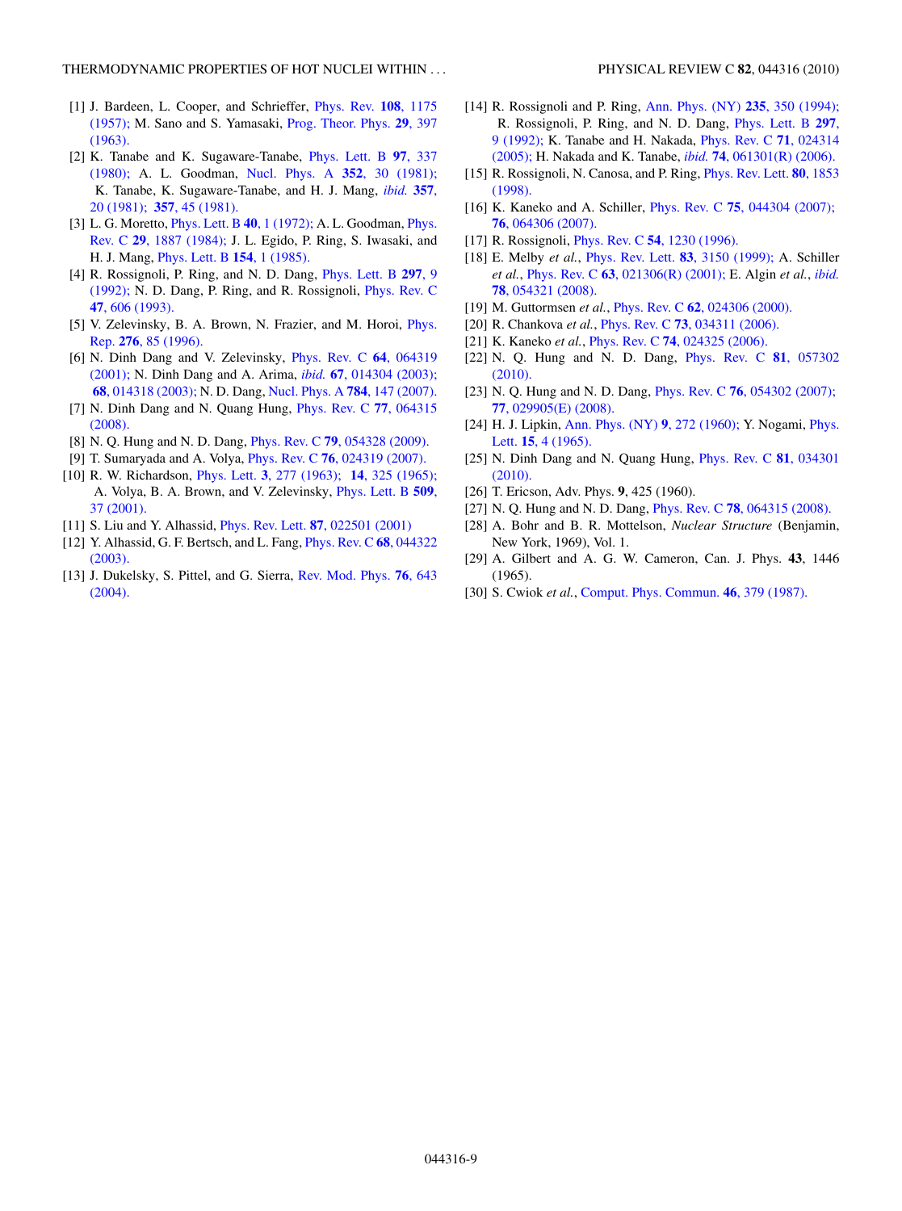[1] J. Bardeen, L. Cooper, and Schrieffer, Phys. Rev. **108**, 1175 (1957); M. Sano and S. Yamasaki, Prog. Theor. Phys. **29**, 397 (1963).

[2] K. Tanabe and K. Sugaware-Tanabe, Phys. Lett. B **97**, 337 (1980); A. L. Goodman, Nucl. Phys. A **352**, 30 (1981); K. Tanabe, K. Sugaware-Tanabe, and H. J. Mang, *ibid.* **357**, 20 (1981); **357**, 45 (1981).

[3] L. G. Moretto, Phys. Lett. B **40**, 1 (1972); A. L. Goodman, Phys. Rev. C **29**, 1887 (1984); J. L. Egido, P. Ring, S. Iwasaki, and H. J. Mang, Phys. Lett. B **154**, 1 (1985).

[4] R. Rossignoli, P. Ring, and N. D. Dang, Phys. Lett. B **297**, 9 (1992); N. D. Dang, P. Ring, and R. Rossignoli, Phys. Rev. C **47**, 606 (1993).

[5] V. Zelevinsky, B. A. Brown, N. Frazier, and M. Horoi, Phys. Rep. **276**, 85 (1996).

[6] N. Dinh Dang and V. Zelevinsky, Phys. Rev. C **64**, 064319 (2001); N. Dinh Dang and A. Arima, *ibid.* **67**, 014304 (2003); **68**, 014318 (2003); N. D. Dang, Nucl. Phys. A **784**, 147 (2007).

[7] N. Dinh Dang and N. Quang Hung, Phys. Rev. C **77**, 064315 (2008).

[8] N. Q. Hung and N. D. Dang, Phys. Rev. C **79**, 054328 (2009).

[9] T. Sumaryada and A. Volya, Phys. Rev. C **76**, 024319 (2007).

[10] R. W. Richardson, Phys. Lett. **3**, 277 (1963); **14**, 325 (1965); A. Volya, B. A. Brown, and V. Zelevinsky, Phys. Lett. B **509**, 37 (2001).

[11] S. Liu and Y. Alhassid, Phys. Rev. Lett. **87**, 022501 (2001)

[12] Y. Alhassid, G. F. Bertsch, and L. Fang, Phys. Rev. C **68**, 044322 (2003).

[13] J. Dukelsky, S. Pittel, and G. Sierra, Rev. Mod. Phys. **76**, 643 (2004).

[14] R. Rossignoli and P. Ring, Ann. Phys. (NY) **235**, 350 (1994); R. Rossignoli, P. Ring, and N. D. Dang, Phys. Lett. B **297**, 9 (1992); K. Tanabe and H. Nakada, Phys. Rev. C **71**, 024314 (2005); H. Nakada and K. Tanabe, *ibid.* **74**, 061301(R) (2006).

[15] R. Rossignoli, N. Canosa, and P. Ring, Phys. Rev. Lett. **80**, 1853 (1998).

[16] K. Kaneko and A. Schiller, Phys. Rev. C **75**, 044304 (2007); **76**, 064306 (2007).

[17] R. Rossignoli, Phys. Rev. C **54**, 1230 (1996).

[18] E. Melby *et al.*, Phys. Rev. Lett. **83**, 3150 (1999); A. Schiller *et al.*, Phys. Rev. C **63**, 021306(R) (2001); E. Algin *et al.*, *ibid.* **78**, 054321 (2008).

[19] M. Guttormsen *et al.*, Phys. Rev. C **62**, 024306 (2000).

[20] R. Chankova *et al.*, Phys. Rev. C **73**, 034311 (2006).

[21] K. Kaneko *et al.*, Phys. Rev. C **74**, 024325 (2006).

[22] N. Q. Hung and N. D. Dang, Phys. Rev. C **81**, 057302 (2010).

[23] N. Q. Hung and N. D. Dang, Phys. Rev. C **76**, 054302 (2007); **77**, 029905(E) (2008).

[24] H. J. Lipkin, Ann. Phys. (NY) **9**, 272 (1960); Y. Nogami, Phys. Lett. **15**, 4 (1965).

[25] N. Dinh Dang and N. Quang Hung, Phys. Rev. C **81**, 034301 (2010).

[26] T. Ericson, Adv. Phys. **9**, 425 (1960).

[27] N. Q. Hung and N. D. Dang, Phys. Rev. C **78**, 064315 (2008).

[28] A. Bohr and B. R. Mottelson, *Nuclear Structure* (Benjamin, New York, 1969), Vol. 1.

[29] A. Gilbert and A. G. W. Cameron, Can. J. Phys. **43**, 1446 (1965).

[30] S. Cwiok *et al.*, Comput. Phys. Commun. **46**, 379 (1987).